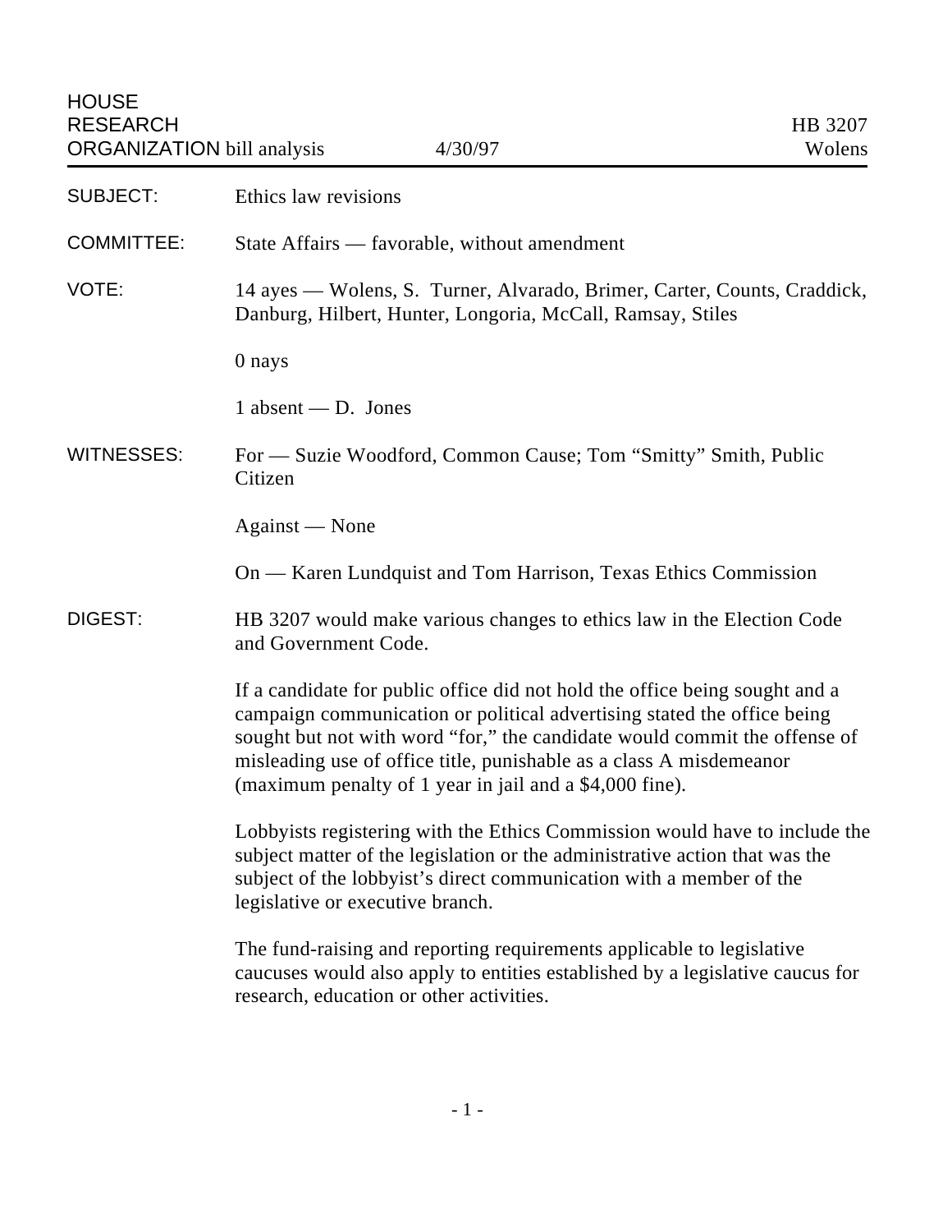HOUSE RESEARCH ORGANIZATION bill analysis — 4/30/97 — HB 3207 Wolens

**SUBJECT:** Ethics law revisions

**COMMITTEE:** State Affairs — favorable, without amendment

**VOTE:** 14 ayes — Wolens, S. Turner, Alvarado, Brimer, Carter, Counts, Craddick, Danburg, Hilbert, Hunter, Longoria, McCall, Ramsay, Stiles

0 nays

1 absent — D. Jones

**WITNESSES:** For — Suzie Woodford, Common Cause; Tom "Smitty" Smith, Public Citizen

Against — None

On — Karen Lundquist and Tom Harrison, Texas Ethics Commission

**DIGEST:** HB 3207 would make various changes to ethics law in the Election Code and Government Code.

If a candidate for public office did not hold the office being sought and a campaign communication or political advertising stated the office being sought but not with word "for," the candidate would commit the offense of misleading use of office title, punishable as a class A misdemeanor (maximum penalty of 1 year in jail and a $4,000 fine).

Lobbyists registering with the Ethics Commission would have to include the subject matter of the legislation or the administrative action that was the subject of the lobbyist's direct communication with a member of the legislative or executive branch.

The fund-raising and reporting requirements applicable to legislative caucuses would also apply to entities established by a legislative caucus for research, education or other activities.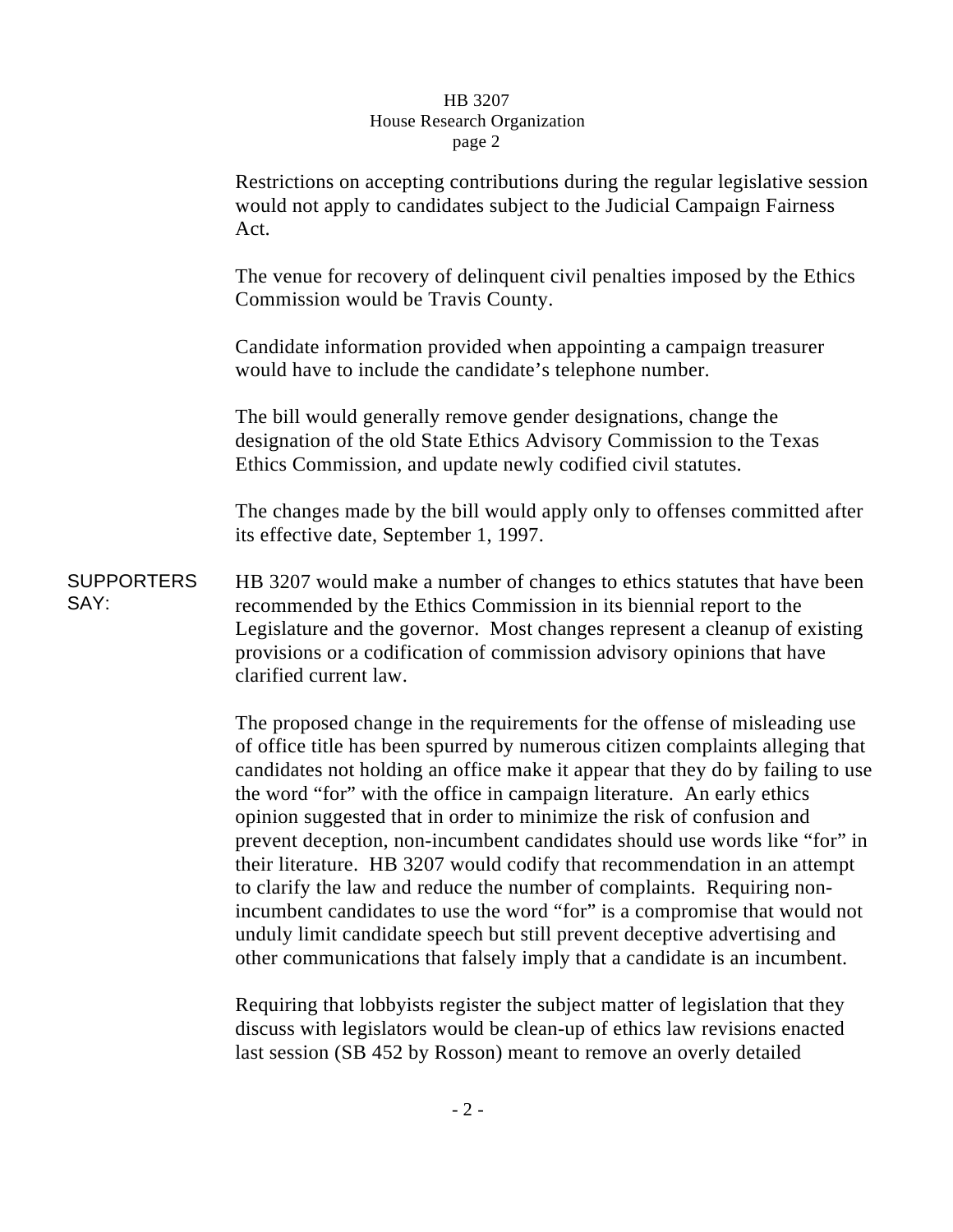Restrictions on accepting contributions during the regular legislative session would not apply to candidates subject to the Judicial Campaign Fairness Act.

The venue for recovery of delinquent civil penalties imposed by the Ethics Commission would be Travis County.

Candidate information provided when appointing a campaign treasurer would have to include the candidate's telephone number.

The bill would generally remove gender designations, change the designation of the old State Ethics Advisory Commission to the Texas Ethics Commission, and update newly codified civil statutes.

The changes made by the bill would apply only to offenses committed after its effective date, September 1, 1997.

**SUPPORTERS SAY:**

HB 3207 would make a number of changes to ethics statutes that have been recommended by the Ethics Commission in its biennial report to the Legislature and the governor. Most changes represent a cleanup of existing provisions or a codification of commission advisory opinions that have clarified current law.

The proposed change in the requirements for the offense of misleading use of office title has been spurred by numerous citizen complaints alleging that candidates not holding an office make it appear that they do by failing to use the word "for" with the office in campaign literature. An early ethics opinion suggested that in order to minimize the risk of confusion and prevent deception, non-incumbent candidates should use words like "for" in their literature. HB 3207 would codify that recommendation in an attempt to clarify the law and reduce the number of complaints. Requiring non-incumbent candidates to use the word "for" is a compromise that would not unduly limit candidate speech but still prevent deceptive advertising and other communications that falsely imply that a candidate is an incumbent.

Requiring that lobbyists register the subject matter of legislation that they discuss with legislators would be clean-up of ethics law revisions enacted last session (SB 452 by Rosson) meant to remove an overly detailed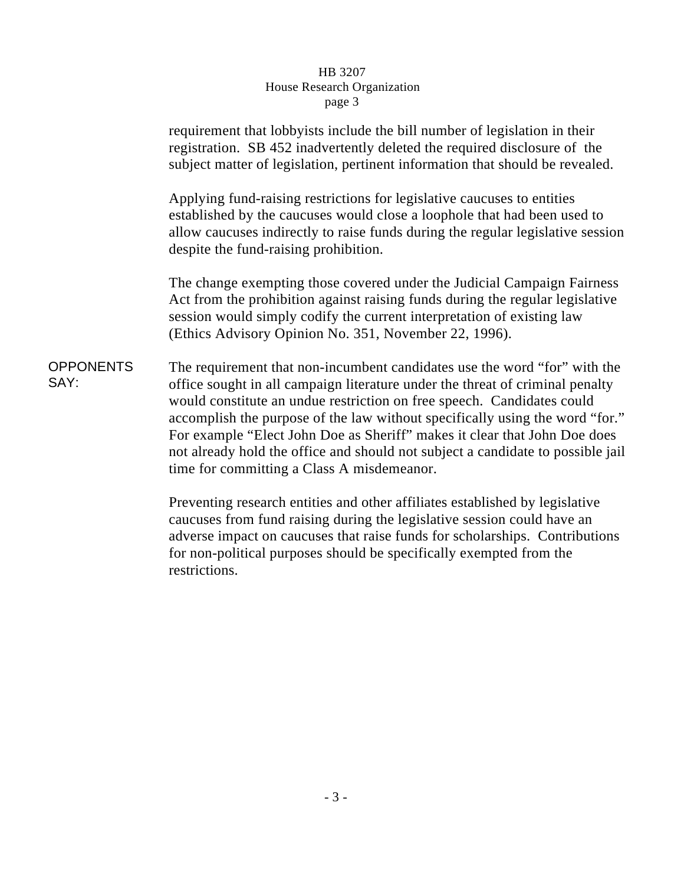requirement that lobbyists include the bill number of legislation in their registration. SB 452 inadvertently deleted the required disclosure of the subject matter of legislation, pertinent information that should be revealed.

Applying fund-raising restrictions for legislative caucuses to entities established by the caucuses would close a loophole that had been used to allow caucuses indirectly to raise funds during the regular legislative session despite the fund-raising prohibition.

The change exempting those covered under the Judicial Campaign Fairness Act from the prohibition against raising funds during the regular legislative session would simply codify the current interpretation of existing law (Ethics Advisory Opinion No. 351, November 22, 1996).

**OPPONENTS SAY:**

The requirement that non-incumbent candidates use the word "for" with the office sought in all campaign literature under the threat of criminal penalty would constitute an undue restriction on free speech. Candidates could accomplish the purpose of the law without specifically using the word "for." For example "Elect John Doe as Sheriff" makes it clear that John Doe does not already hold the office and should not subject a candidate to possible jail time for committing a Class A misdemeanor.

Preventing research entities and other affiliates established by legislative caucuses from fund raising during the legislative session could have an adverse impact on caucuses that raise funds for scholarships. Contributions for non-political purposes should be specifically exempted from the restrictions.